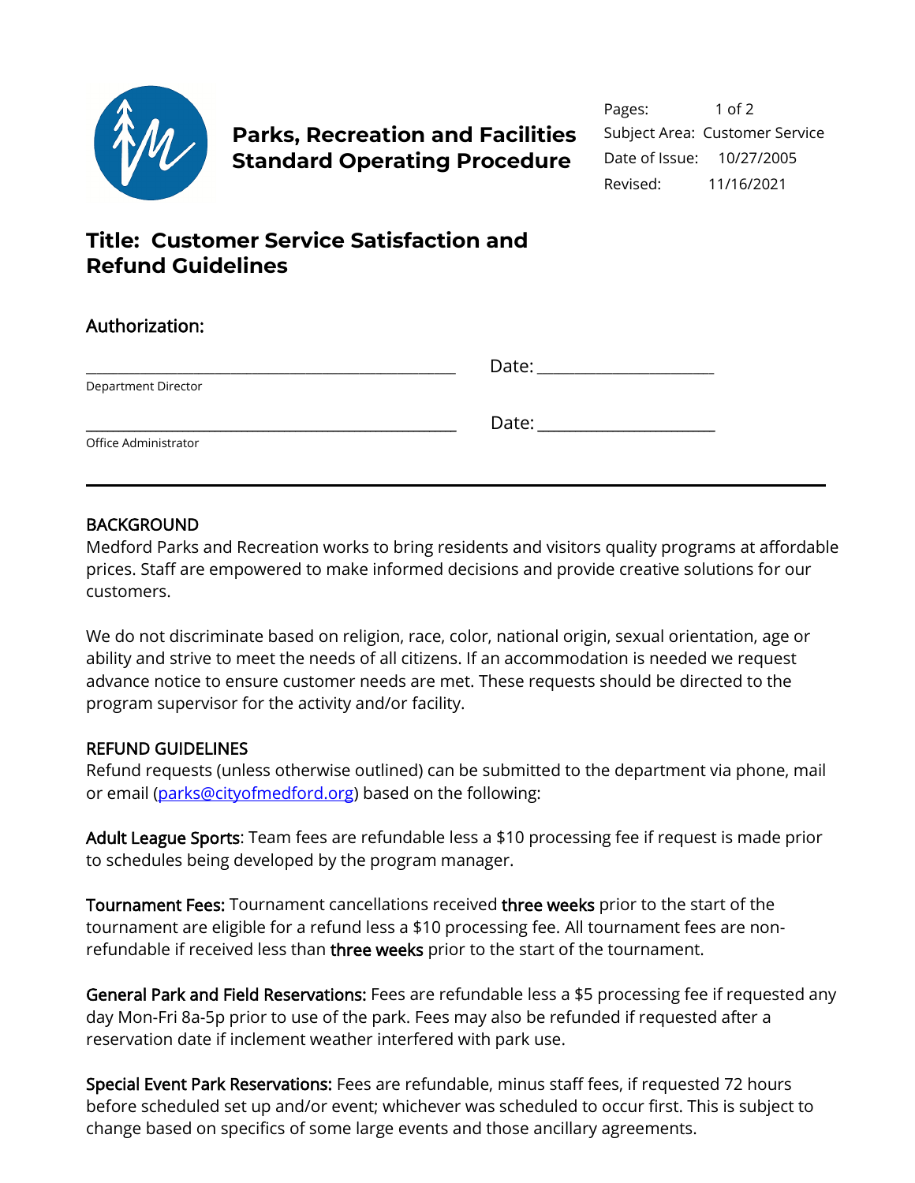# Parks, Recreation and Facilities Standard Operating Procedure

Pages: 1 of 2
Subject Area: Customer Service
Date of Issue: 10/27/2005
Revised: 11/16/2021

## Title: Customer Service Satisfaction and Refund Guidelines

### Authorization:

\_\_\_\_\_\_\_\_\_\_\_\_\_\_\_\_\_\_\_\_\_\_\_\_\_\_\_\_\_\_\_\_\_\_\_\_\_\_\_\_ Date: \_\_\_\_\_\_\_\_\_\_\_\_\_\_\_\_\_\_\_\_
Department Director

\_\_\_\_\_\_\_\_\_\_\_\_\_\_\_\_\_\_\_\_\_\_\_\_\_\_\_\_\_\_\_\_\_\_\_\_\_\_\_\_ Date: \_\_\_\_\_\_\_\_\_\_\_\_\_\_\_\_\_\_\_\_
Office Administrator

---

### BACKGROUND

Medford Parks and Recreation works to bring residents and visitors quality programs at affordable prices. Staff are empowered to make informed decisions and provide creative solutions for our customers.

We do not discriminate based on religion, race, color, national origin, sexual orientation, age or ability and strive to meet the needs of all citizens. If an accommodation is needed we request advance notice to ensure customer needs are met. These requests should be directed to the program supervisor for the activity and/or facility.

### REFUND GUIDELINES

Refund requests (unless otherwise outlined) can be submitted to the department via phone, mail or email (parks@cityofmedford.org) based on the following:

**Adult League Sports**: Team fees are refundable less a $10 processing fee if request is made prior to schedules being developed by the program manager.

**Tournament Fees:** Tournament cancellations received **three weeks** prior to the start of the tournament are eligible for a refund less a $10 processing fee. All tournament fees are non-refundable if received less than **three weeks** prior to the start of the tournament.

**General Park and Field Reservations:** Fees are refundable less a $5 processing fee if requested any day Mon-Fri 8a-5p prior to use of the park. Fees may also be refunded if requested after a reservation date if inclement weather interfered with park use.

**Special Event Park Reservations:** Fees are refundable, minus staff fees, if requested 72 hours before scheduled set up and/or event; whichever was scheduled to occur first. This is subject to change based on specifics of some large events and those ancillary agreements.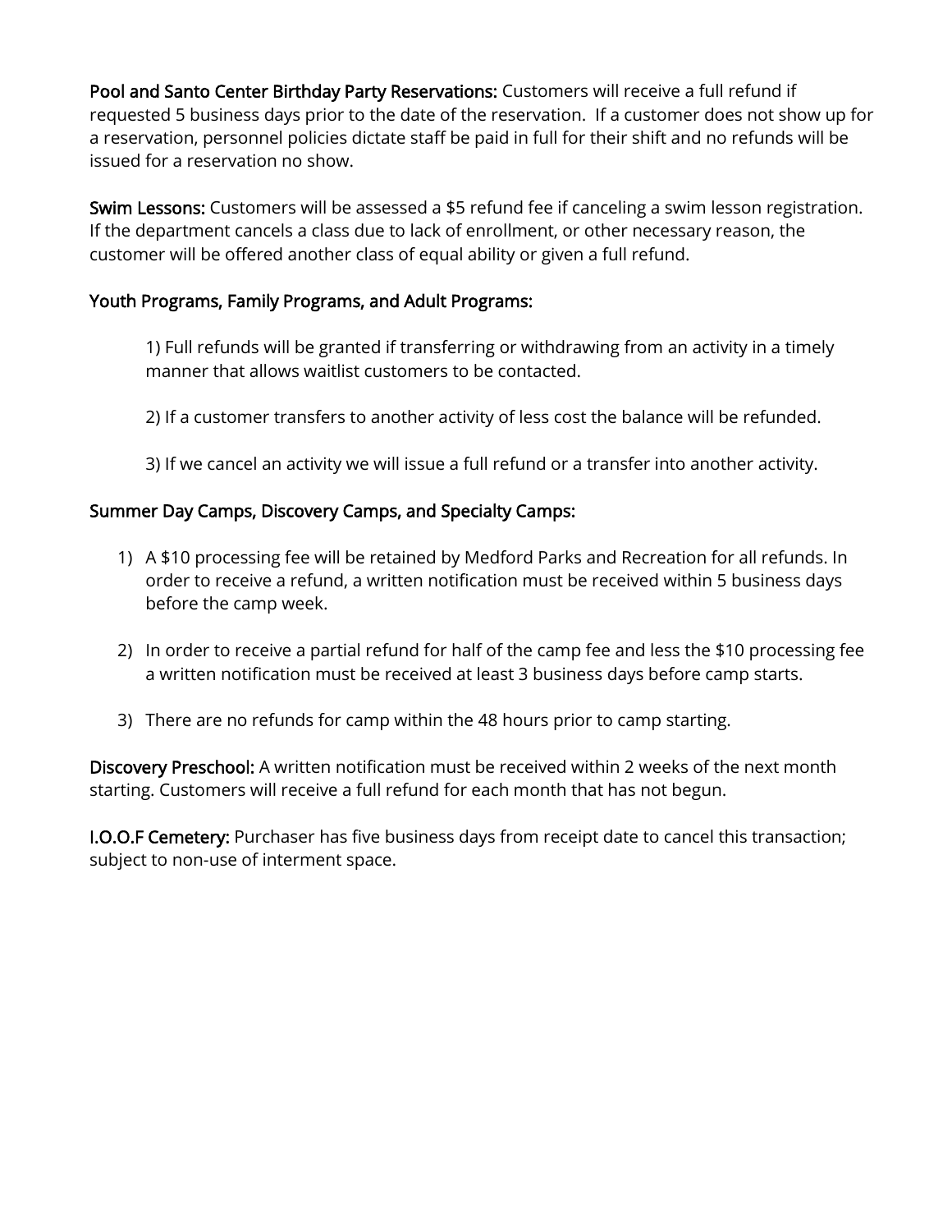**Pool and Santo Center Birthday Party Reservations:** Customers will receive a full refund if requested 5 business days prior to the date of the reservation. If a customer does not show up for a reservation, personnel policies dictate staff be paid in full for their shift and no refunds will be issued for a reservation no show.

**Swim Lessons:** Customers will be assessed a $5 refund fee if canceling a swim lesson registration. If the department cancels a class due to lack of enrollment, or other necessary reason, the customer will be offered another class of equal ability or given a full refund.

**Youth Programs, Family Programs, and Adult Programs:**

1) Full refunds will be granted if transferring or withdrawing from an activity in a timely manner that allows waitlist customers to be contacted.

2) If a customer transfers to another activity of less cost the balance will be refunded.

3) If we cancel an activity we will issue a full refund or a transfer into another activity.

**Summer Day Camps, Discovery Camps, and Specialty Camps:**

1) A $10 processing fee will be retained by Medford Parks and Recreation for all refunds. In order to receive a refund, a written notification must be received within 5 business days before the camp week.

2) In order to receive a partial refund for half of the camp fee and less the $10 processing fee a written notification must be received at least 3 business days before camp starts.

3) There are no refunds for camp within the 48 hours prior to camp starting.

**Discovery Preschool:** A written notification must be received within 2 weeks of the next month starting. Customers will receive a full refund for each month that has not begun.

**I.O.O.F Cemetery:** Purchaser has five business days from receipt date to cancel this transaction; subject to non-use of interment space.